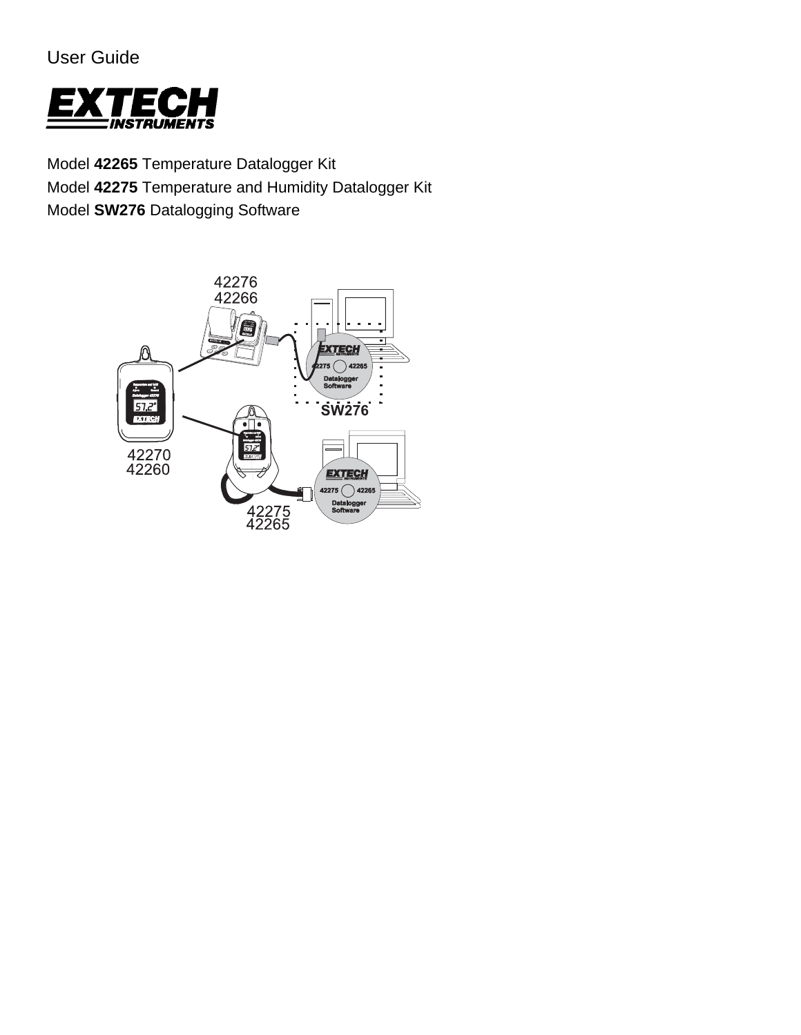User Guide

EXTECH INSTRUMENTS

Model **42265** Temperature Datalogger Kit

Model **42275** Temperature and Humidity Datalogger Kit

Model **SW276** Datalogging Software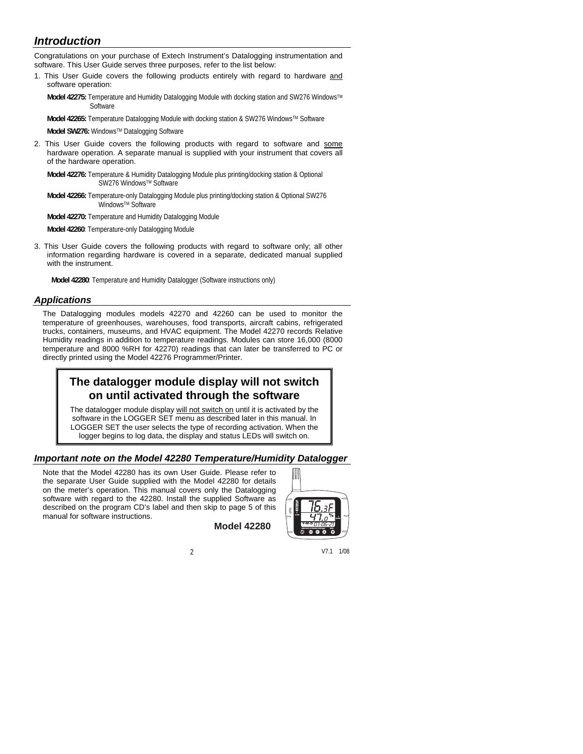## *Introduction*

Congratulations on your purchase of Extech Instrument's Datalogging instrumentation and software. This User Guide serves three purposes, refer to the list below:

1. This User Guide covers the following products entirely with regard to hardware and software operation:

   **Model 42275:** Temperature and Humidity Datalogging Module with docking station and SW276 Windows™ Software

   **Model 42265:** Temperature Datalogging Module with docking station & SW276 Windows™ Software

   **Model SW276:** Windows™ Datalogging Software

2. This User Guide covers the following products with regard to software and some hardware operation. A separate manual is supplied with your instrument that covers all of the hardware operation.

   **Model 42276:** Temperature & Humidity Datalogging Module plus printing/docking station & Optional SW276 Windows™ Software

   **Model 42266:** Temperature-only Datalogging Module plus printing/docking station & Optional SW276 Windows™ Software

   **Model 42270:** Temperature and Humidity Datalogging Module

   **Model 42260**: Temperature-only Datalogging Module

3. This User Guide covers the following products with regard to software only; all other information regarding hardware is covered in a separate, dedicated manual supplied with the instrument.

   **Model 42280**: Temperature and Humidity Datalogger (Software instructions only)

## *Applications*

The Datalogging modules models 42270 and 42260 can be used to monitor the temperature of greenhouses, warehouses, food transports, aircraft cabins, refrigerated trucks, containers, museums, and HVAC equipment. The Model 42270 records Relative Humidity readings in addition to temperature readings. Modules can store 16,000 (8000 temperature and 8000 %RH for 42270) readings that can later be transferred to PC or directly printed using the Model 42276 Programmer/Printer.

**The datalogger module display will not switch on until activated through the software**

The datalogger module display will not switch on until it is activated by the software in the LOGGER SET menu as described later in this manual. In LOGGER SET the user selects the type of recording activation. When the logger begins to log data, the display and status LEDs will switch on.

## *Important note on the Model 42280 Temperature/Humidity Datalogger*

Note that the Model 42280 has its own User Guide. Please refer to the separate User Guide supplied with the Model 42280 for details on the meter's operation. This manual covers only the Datalogging software with regard to the 42280. Install the supplied Software as described on the program CD's label and then skip to page 5 of this manual for software instructions.

**Model 42280**

V7.1 1/08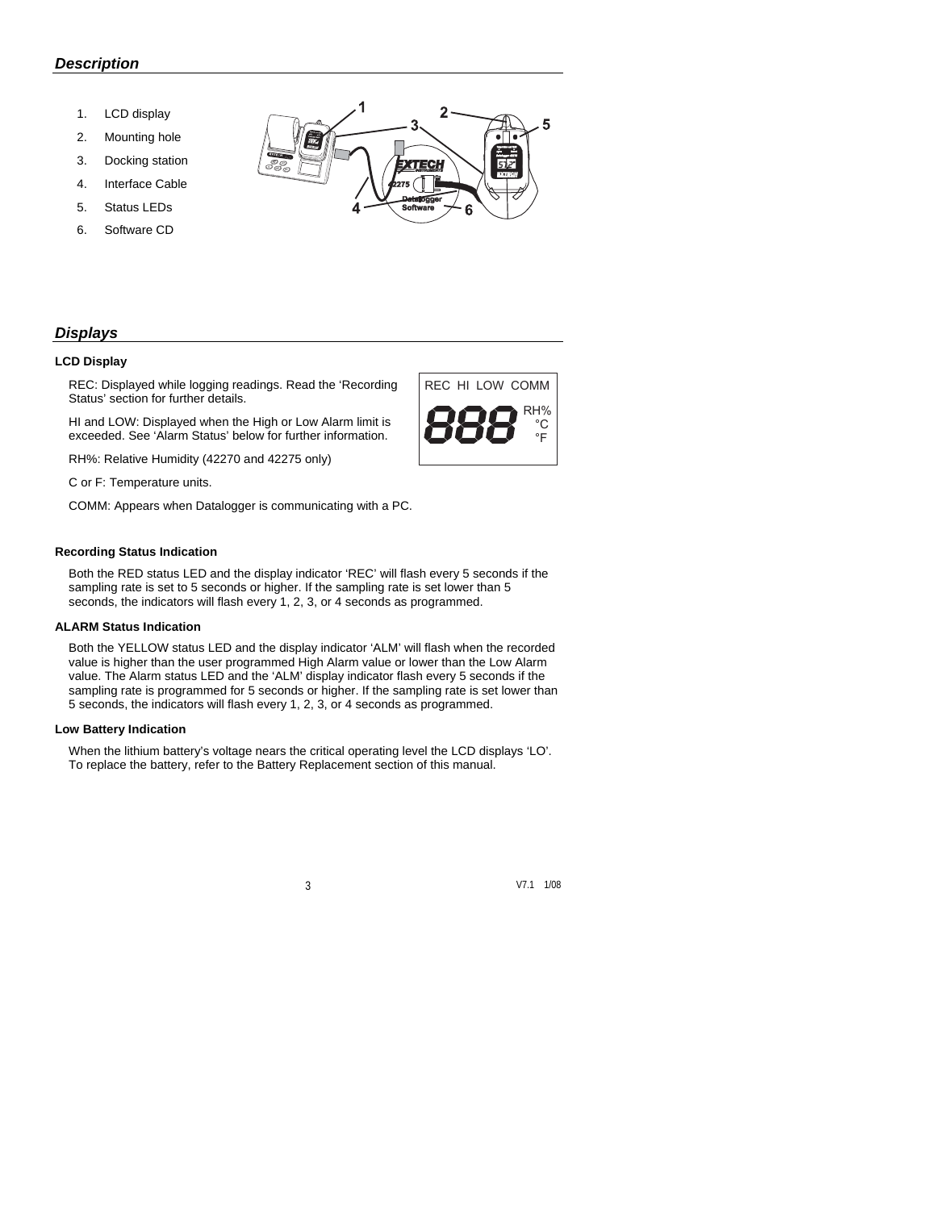## *Description*

1. LCD display
2. Mounting hole
3. Docking station
4. Interface Cable
5. Status LEDs
6. Software CD

## *Displays*

### LCD Display

REC: Displayed while logging readings. Read the 'Recording Status' section for further details.

HI and LOW: Displayed when the High or Low Alarm limit is exceeded. See 'Alarm Status' below for further information.

RH%: Relative Humidity (42270 and 42275 only)

C or F: Temperature units.

COMM: Appears when Datalogger is communicating with a PC.

### Recording Status Indication

Both the RED status LED and the display indicator 'REC' will flash every 5 seconds if the sampling rate is set to 5 seconds or higher. If the sampling rate is set lower than 5 seconds, the indicators will flash every 1, 2, 3, or 4 seconds as programmed.

### ALARM Status Indication

Both the YELLOW status LED and the display indicator 'ALM' will flash when the recorded value is higher than the user programmed High Alarm value or lower than the Low Alarm value. The Alarm status LED and the 'ALM' display indicator flash every 5 seconds if the sampling rate is programmed for 5 seconds or higher. If the sampling rate is set lower than 5 seconds, the indicators will flash every 1, 2, 3, or 4 seconds as programmed.

### Low Battery Indication

When the lithium battery's voltage nears the critical operating level the LCD displays 'LO'. To replace the battery, refer to the Battery Replacement section of this manual.

V7.1 1/08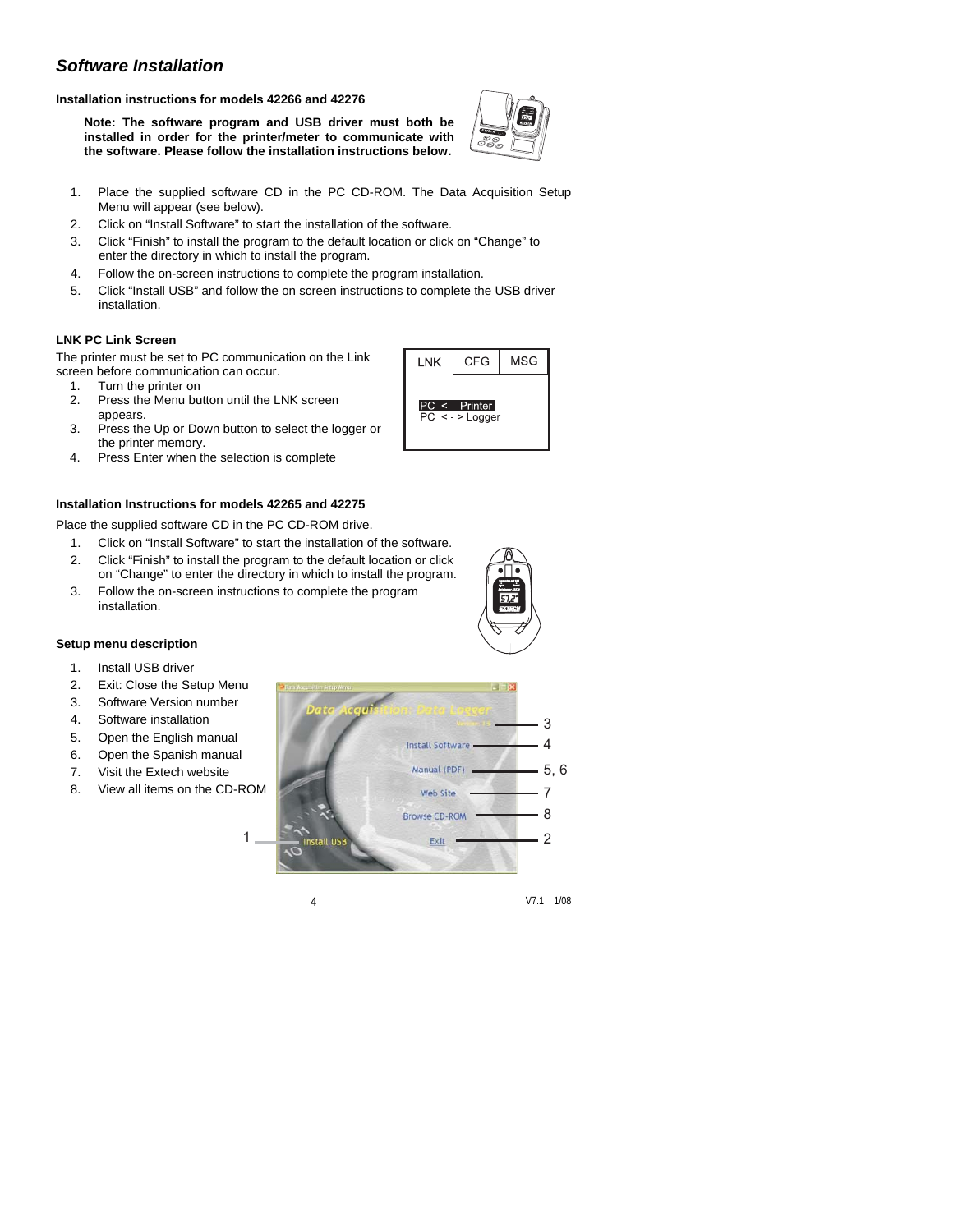## *Software Installation*

### Installation instructions for models 42266 and 42276

**Note: The software program and USB driver must both be installed in order for the printer/meter to communicate with the software. Please follow the installation instructions below.**

1. Place the supplied software CD in the PC CD-ROM. The Data Acquisition Setup Menu will appear (see below).
2. Click on "Install Software" to start the installation of the software.
3. Click "Finish" to install the program to the default location or click on "Change" to enter the directory in which to install the program.
4. Follow the on-screen instructions to complete the program installation.
5. Click "Install USB" and follow the on screen instructions to complete the USB driver installation.

### LNK PC Link Screen

The printer must be set to PC communication on the Link screen before communication can occur.

1. Turn the printer on
2. Press the Menu button until the LNK screen appears.
3. Press the Up or Down button to select the logger or the printer memory.
4. Press Enter when the selection is complete

| LNK | CFG | MSG |
|---|---|---|

PC < - Printer
PC < - > Logger

### Installation Instructions for models 42265 and 42275

Place the supplied software CD in the PC CD-ROM drive.

1. Click on "Install Software" to start the installation of the software.
2. Click "Finish" to install the program to the default location or click on "Change" to enter the directory in which to install the program.
3. Follow the on-screen instructions to complete the program installation.

### Setup menu description

1. Install USB driver
2. Exit: Close the Setup Menu
3. Software Version number
4. Software installation
5. Open the English manual
6. Open the Spanish manual
7. Visit the Extech website
8. View all items on the CD-ROM

Data Acquisition: Data Logger

- Install Software — 4
- Manual (PDF) — 5, 6
- Web Site — 7
- Browse CD-ROM — 8
- Exit — 2
- Install USB — 1
- Version — 3

V7.1 1/08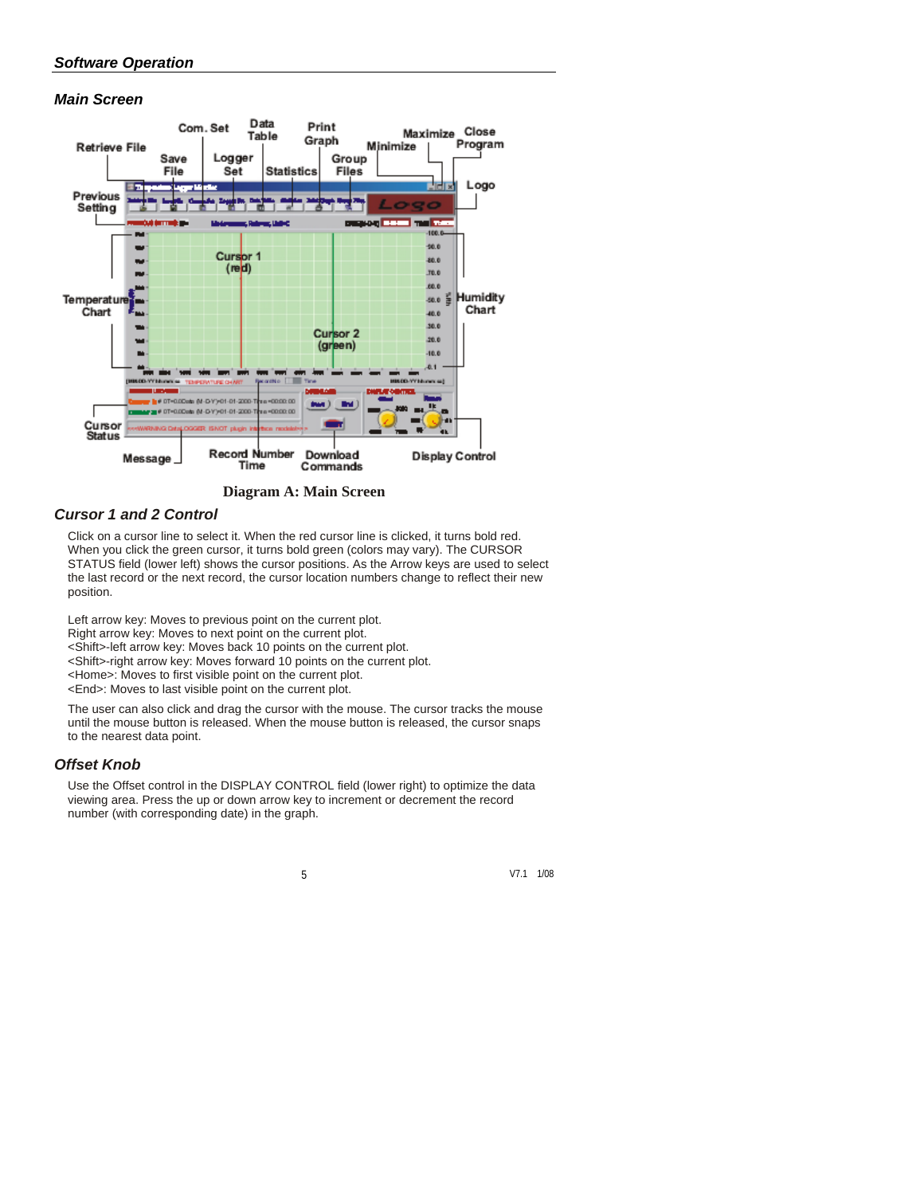## Software Operation

### Main Screen

Diagram A: Main Screen

### Cursor 1 and 2 Control

Click on a cursor line to select it. When the red cursor line is clicked, it turns bold red. When you click the green cursor, it turns bold green (colors may vary). The CURSOR STATUS field (lower left) shows the cursor positions. As the Arrow keys are used to select the last record or the next record, the cursor location numbers change to reflect their new position.

Left arrow key: Moves to previous point on the current plot.
Right arrow key: Moves to next point on the current plot.
<Shift>-left arrow key: Moves back 10 points on the current plot.
<Shift>-right arrow key: Moves forward 10 points on the current plot.
<Home>: Moves to first visible point on the current plot.
<End>: Moves to last visible point on the current plot.

The user can also click and drag the cursor with the mouse. The cursor tracks the mouse until the mouse button is released. When the mouse button is released, the cursor snaps to the nearest data point.

### Offset Knob

Use the Offset control in the DISPLAY CONTROL field (lower right) to optimize the data viewing area. Press the up or down arrow key to increment or decrement the record number (with corresponding date) in the graph.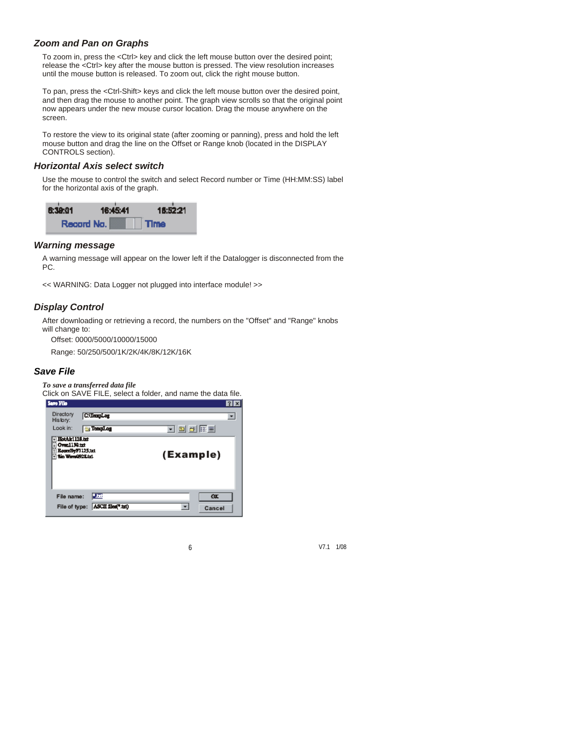### *Zoom and Pan on Graphs*

To zoom in, press the <Ctrl> key and click the left mouse button over the desired point; release the <Ctrl> key after the mouse button is pressed. The view resolution increases until the mouse button is released. To zoom out, click the right mouse button.

To pan, press the <Ctrl-Shift> keys and click the left mouse button over the desired point, and then drag the mouse to another point. The graph view scrolls so that the original point now appears under the new mouse cursor location. Drag the mouse anywhere on the screen.

To restore the view to its original state (after zooming or panning), press and hold the left mouse button and drag the line on the Offset or Range knob (located in the DISPLAY CONTROLS section).

### *Horizontal Axis select switch*

Use the mouse to control the switch and select Record number or Time (HH:MM:SS) label for the horizontal axis of the graph.

### *Warning message*

A warning message will appear on the lower left if the Datalogger is disconnected from the PC.

<< WARNING: Data Logger not plugged into interface module! >>

### *Display Control*

After downloading or retrieving a record, the numbers on the "Offset" and "Range" knobs will change to:

Offset: 0000/5000/10000/15000

Range: 50/250/500/1K/2K/4K/8K/12K/16K

### *Save File*

***To save a transferred data file***

Click on SAVE FILE, select a folder, and name the data file.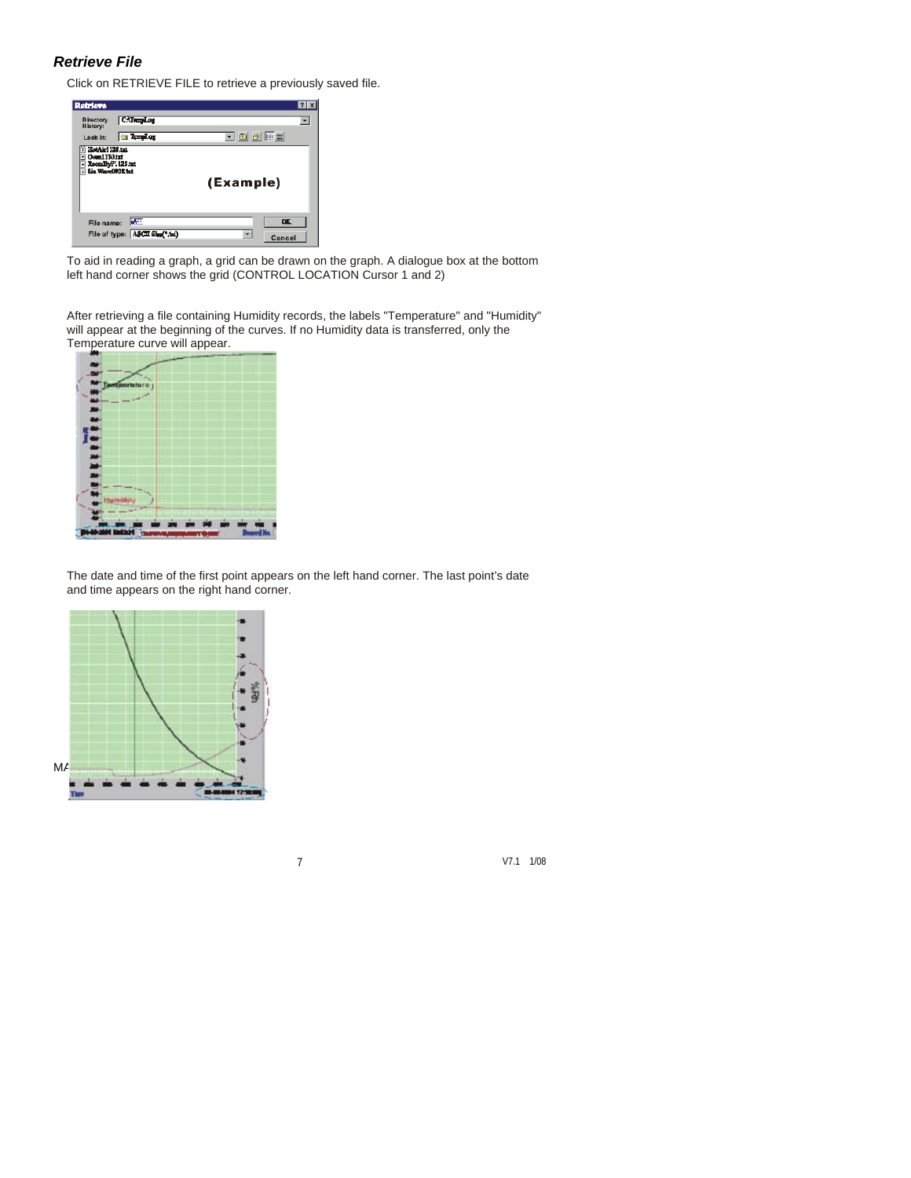### *Retrieve File*

Click on RETRIEVE FILE to retrieve a previously saved file.

To aid in reading a graph, a grid can be drawn on the graph. A dialogue box at the bottom left hand corner shows the grid (CONTROL LOCATION Cursor 1 and 2)

After retrieving a file containing Humidity records, the labels "Temperature" and "Humidity" will appear at the beginning of the curves. If no Humidity data is transferred, only the Temperature curve will appear.

The date and time of the first point appears on the left hand corner. The last point's date and time appears on the right hand corner.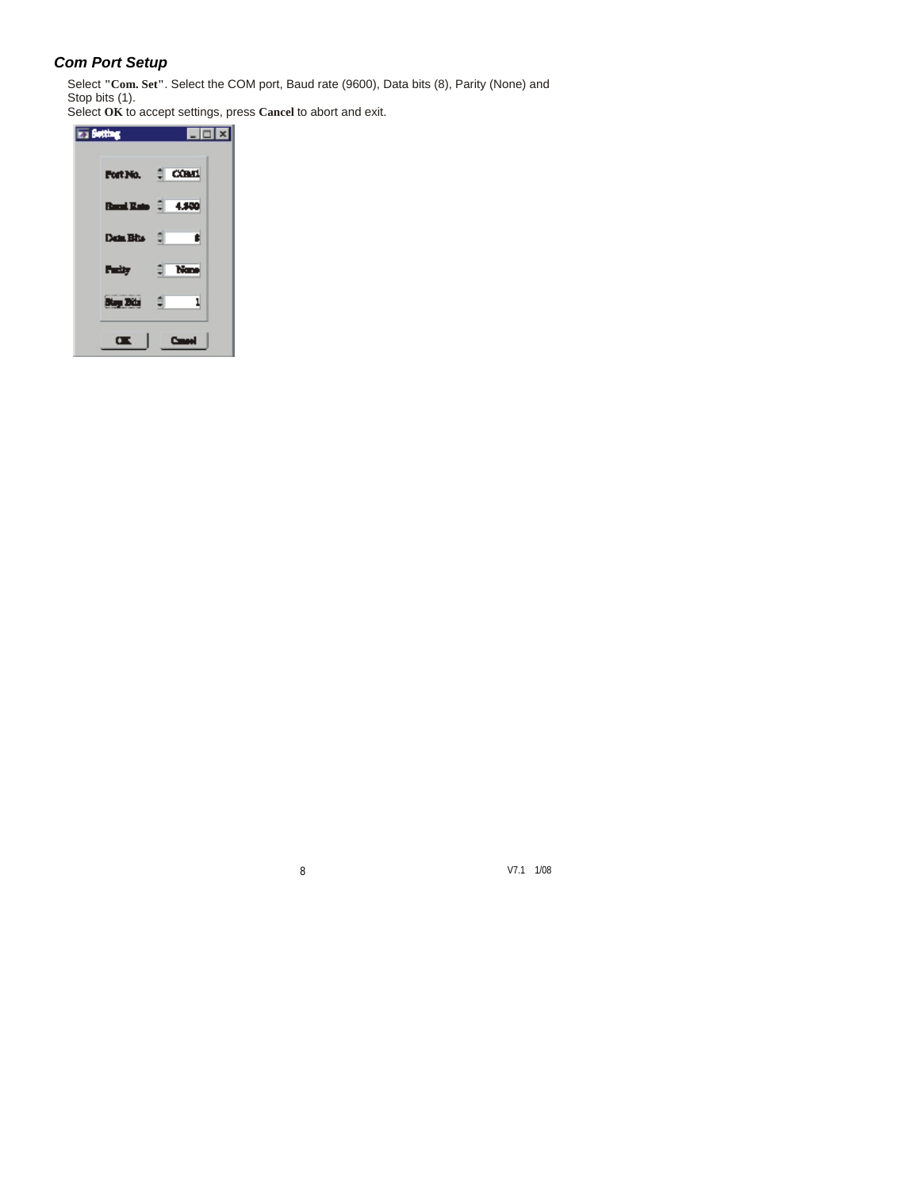### *Com Port Setup*

Select **"Com. Set"**. Select the COM port, Baud rate (9600), Data bits (8), Parity (None) and Stop bits (1).
Select **OK** to accept settings, press **Cancel** to abort and exit.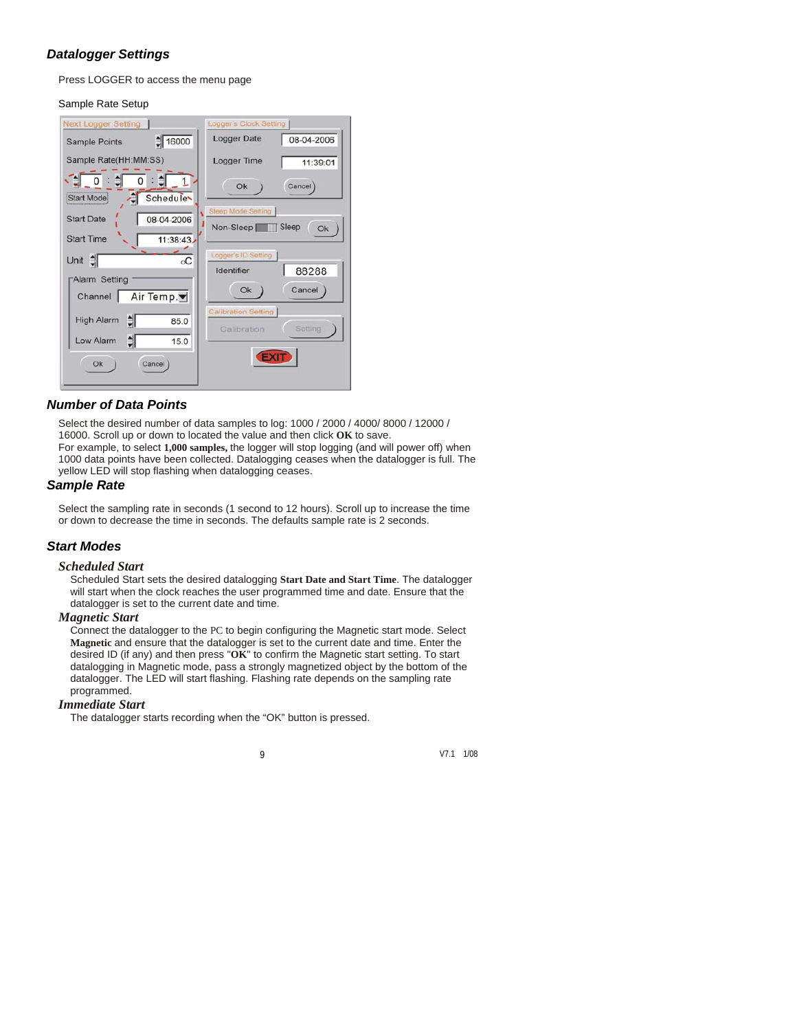### *Datalogger Settings*

Press LOGGER to access the menu page

Sample Rate Setup

### *Number of Data Points*

Select the desired number of data samples to log: 1000 / 2000 / 4000/ 8000 / 12000 / 16000. Scroll up or down to located the value and then click **OK** to save.
For example, to select **1,000 samples,** the logger will stop logging (and will power off) when 1000 data points have been collected. Datalogging ceases when the datalogger is full. The yellow LED will stop flashing when datalogging ceases.

### *Sample Rate*

Select the sampling rate in seconds (1 second to 12 hours). Scroll up to increase the time or down to decrease the time in seconds. The defaults sample rate is 2 seconds.

### *Start Modes*

#### *Scheduled Start*

Scheduled Start sets the desired datalogging **Start Date and Start Time**. The datalogger will start when the clock reaches the user programmed time and date. Ensure that the datalogger is set to the current date and time.

#### *Magnetic Start*

Connect the datalogger to the PC to begin configuring the Magnetic start mode. Select **Magnetic** and ensure that the datalogger is set to the current date and time. Enter the desired ID (if any) and then press "**OK**" to confirm the Magnetic start setting. To start datalogging in Magnetic mode, pass a strongly magnetized object by the bottom of the datalogger. The LED will start flashing. Flashing rate depends on the sampling rate programmed.

#### *Immediate Start*

The datalogger starts recording when the “OK” button is pressed.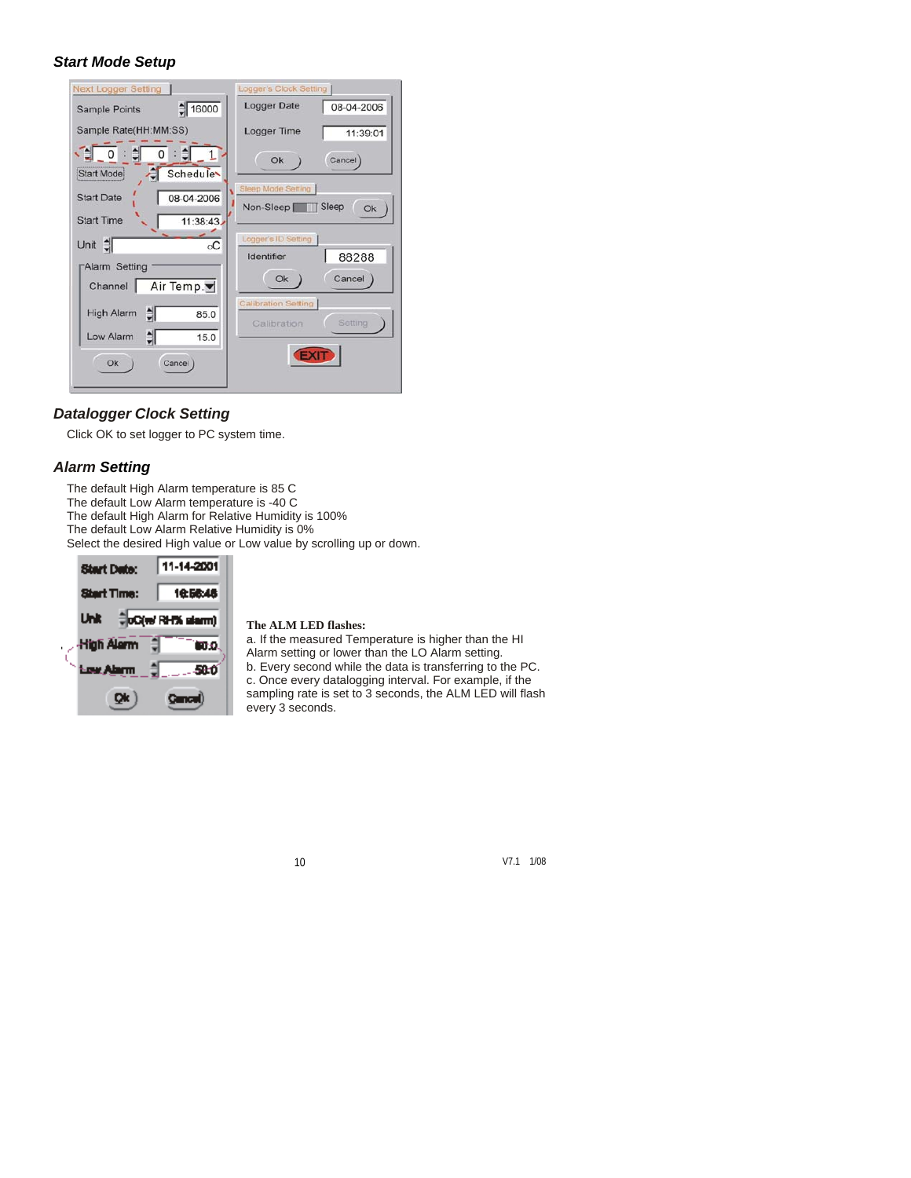### *Start Mode Setup*

### *Datalogger Clock Setting*

Click OK to set logger to PC system time.

### *Alarm Setting*

The default High Alarm temperature is 85 C
The default Low Alarm temperature is -40 C
The default High Alarm for Relative Humidity is 100%
The default Low Alarm Relative Humidity is 0%
Select the desired High value or Low value by scrolling up or down.

**The ALM LED flashes:**

a. If the measured Temperature is higher than the HI Alarm setting or lower than the LO Alarm setting.
b. Every second while the data is transferring to the PC.
c. Once every datalogging interval. For example, if the sampling rate is set to 3 seconds, the ALM LED will flash every 3 seconds.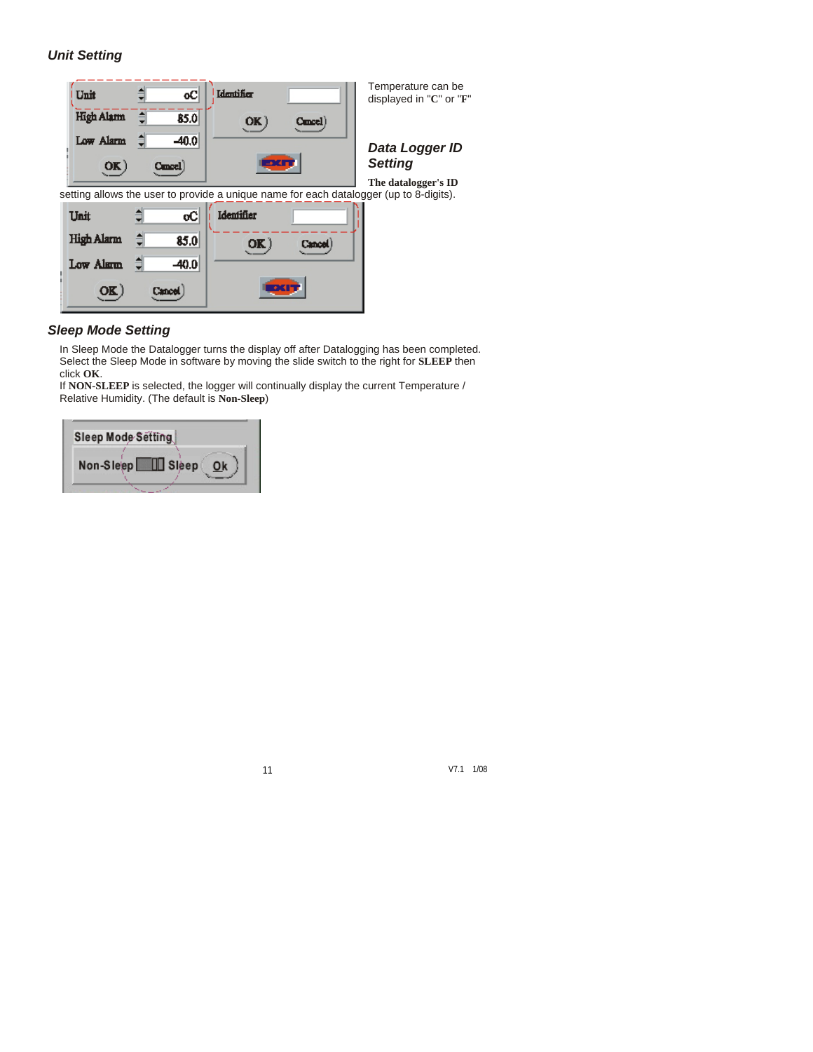### *Unit Setting*

Temperature can be displayed in "**C**" or "**F**"

### *Data Logger ID Setting*

**The datalogger's ID** setting allows the user to provide a unique name for each datalogger (up to 8-digits).

### *Sleep Mode Setting*

In Sleep Mode the Datalogger turns the display off after Datalogging has been completed. Select the Sleep Mode in software by moving the slide switch to the right for **SLEEP** then click **OK**.
If **NON-SLEEP** is selected, the logger will continually display the current Temperature / Relative Humidity. (The default is **Non-Sleep**)

V7.1 1/08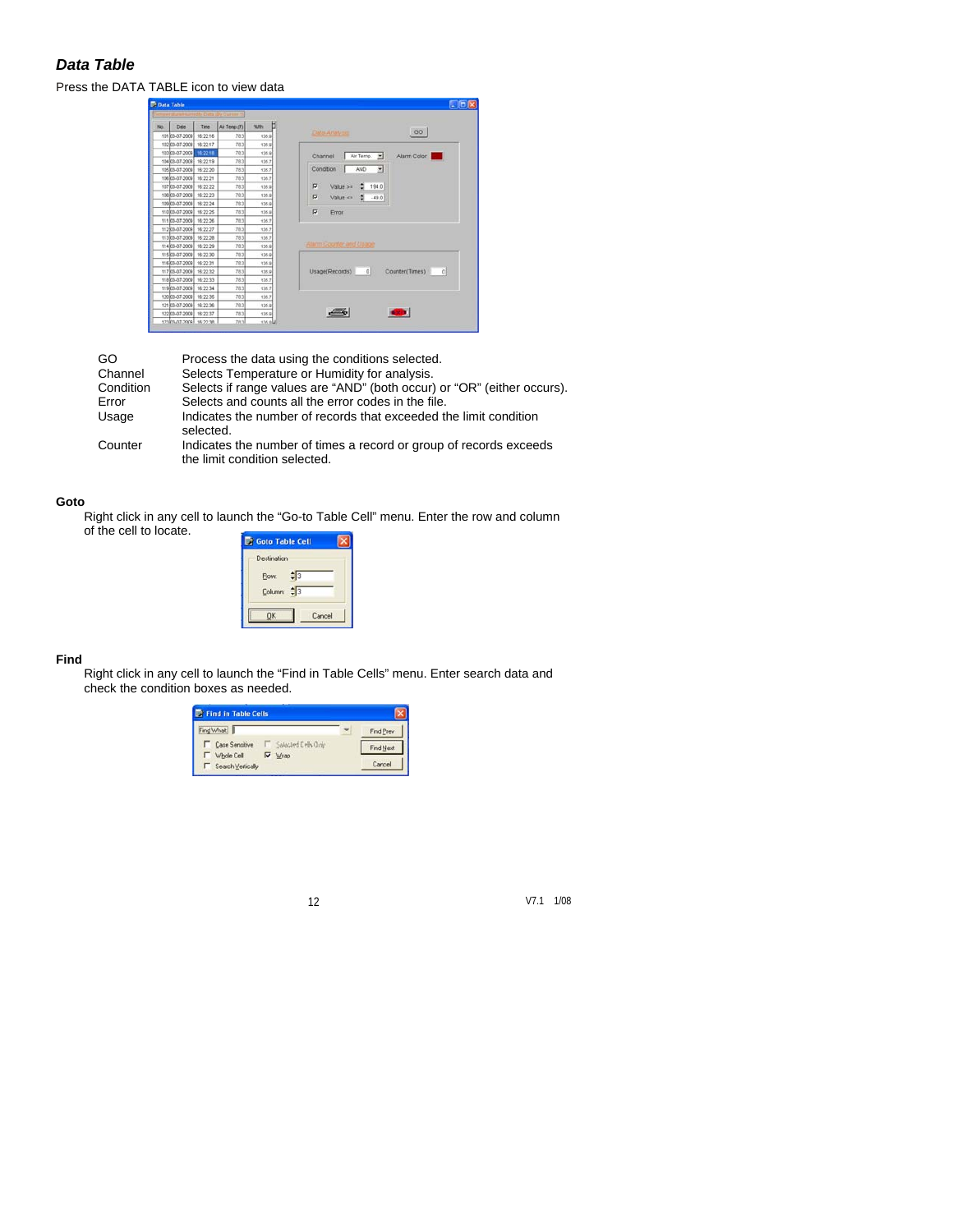## *Data Table*

Press the DATA TABLE icon to view data

| | |
|---|---|
| GO | Process the data using the conditions selected. |
| Channel | Selects Temperature or Humidity for analysis. |
| Condition | Selects if range values are "AND" (both occur) or "OR" (either occurs). |
| Error | Selects and counts all the error codes in the file. |
| Usage | Indicates the number of records that exceeded the limit condition selected. |
| Counter | Indicates the number of times a record or group of records exceeds the limit condition selected. |

**Goto**

Right click in any cell to launch the "Go-to Table Cell" menu. Enter the row and column of the cell to locate.

**Find**

Right click in any cell to launch the "Find in Table Cells" menu. Enter search data and check the condition boxes as needed.

V7.1 1/08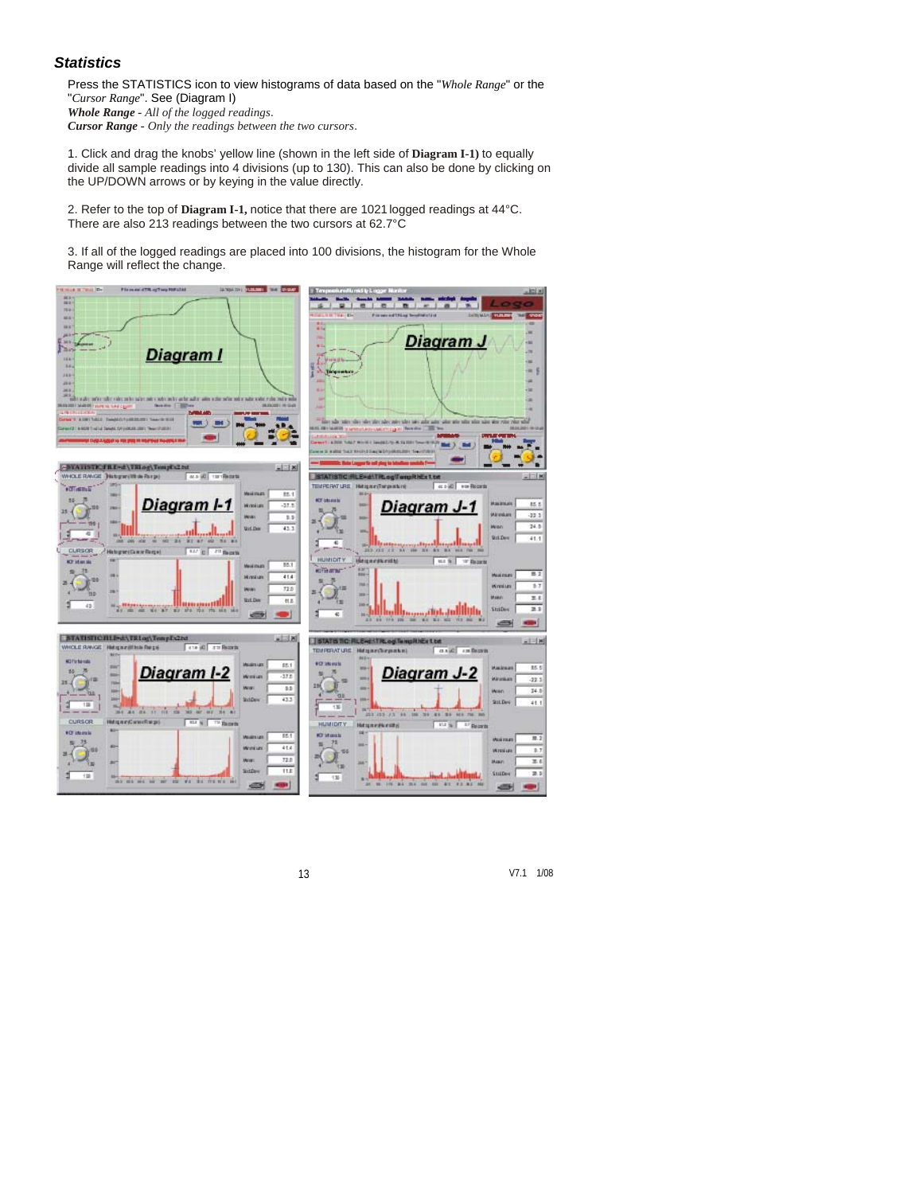## *Statistics*

Press the STATISTICS icon to view histograms of data based on the "*Whole Range*" or the "*Cursor Range*". See (Diagram I)

***Whole Range*** - *All of the logged readings.*

***Cursor Range*** - *Only the readings between the two cursors.*

1. Click and drag the knobs' yellow line (shown in the left side of **Diagram I-1)** to equally divide all sample readings into 4 divisions (up to 130). This can also be done by clicking on the UP/DOWN arrows or by keying in the value directly.

2. Refer to the top of **Diagram I-1,** notice that there are 1021 logged readings at 44°C. There are also 213 readings between the two cursors at 62.7°C

3. If all of the logged readings are placed into 100 divisions, the histogram for the Whole Range will reflect the change.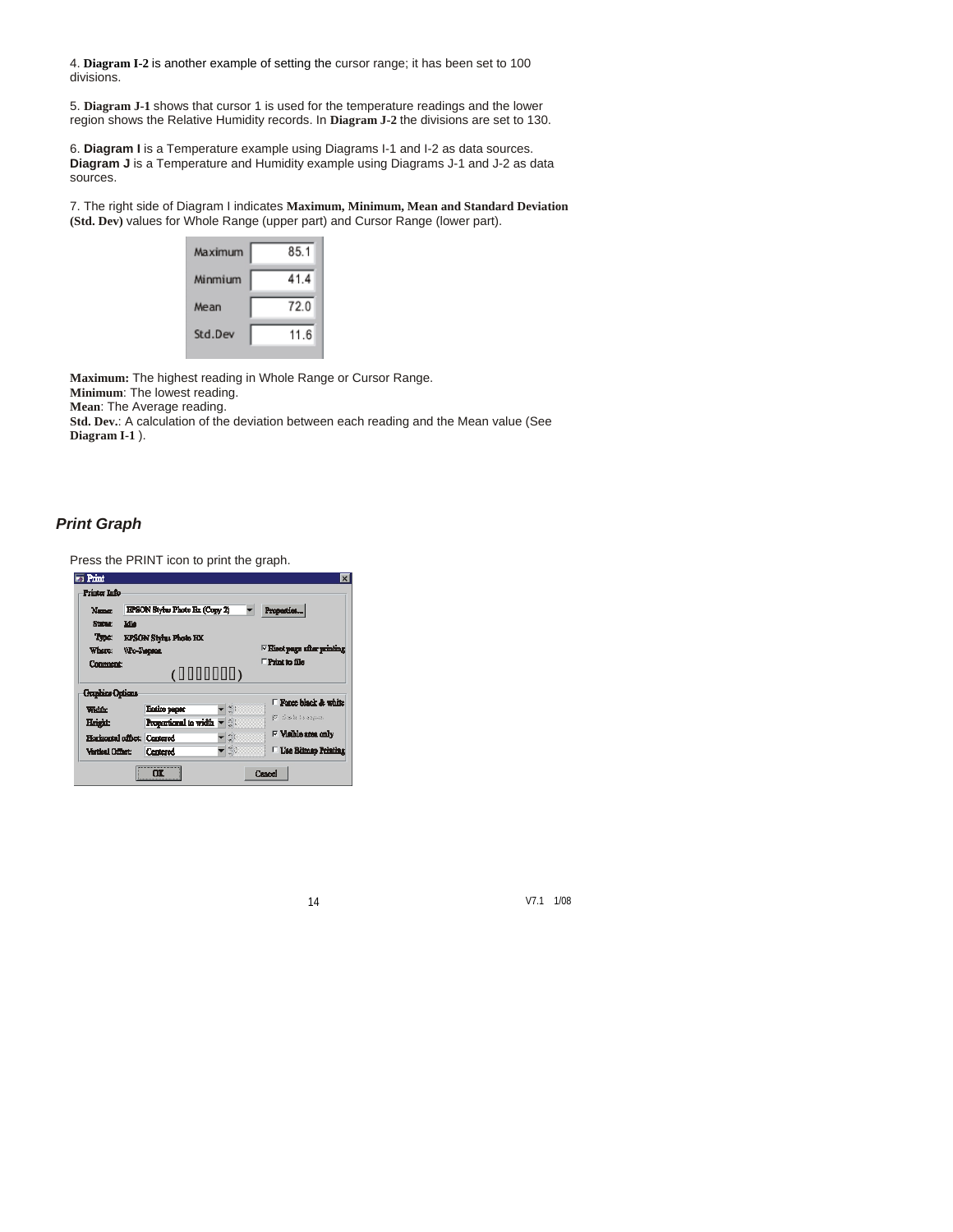4. **Diagram I-2** is another example of setting the cursor range; it has been set to 100 divisions.

5. **Diagram J-1** shows that cursor 1 is used for the temperature readings and the lower region shows the Relative Humidity records. In **Diagram J-2** the divisions are set to 130.

6. **Diagram I** is a Temperature example using Diagrams I-1 and I-2 as data sources. **Diagram J** is a Temperature and Humidity example using Diagrams J-1 and J-2 as data sources.

7. The right side of Diagram I indicates **Maximum, Minimum, Mean and Standard Deviation (Std. Dev)** values for Whole Range (upper part) and Cursor Range (lower part).

| | |
|---|---|
| Maximum | 85.1 |
| Minmium | 41.4 |
| Mean | 72.0 |
| Std.Dev | 11.6 |

**Maximum:** The highest reading in Whole Range or Cursor Range.
**Minimum**: The lowest reading.
**Mean**: The Average reading.
**Std. Dev.**: A calculation of the deviation between each reading and the Mean value (See **Diagram I-1** ).

### *Print Graph*

Press the PRINT icon to print the graph.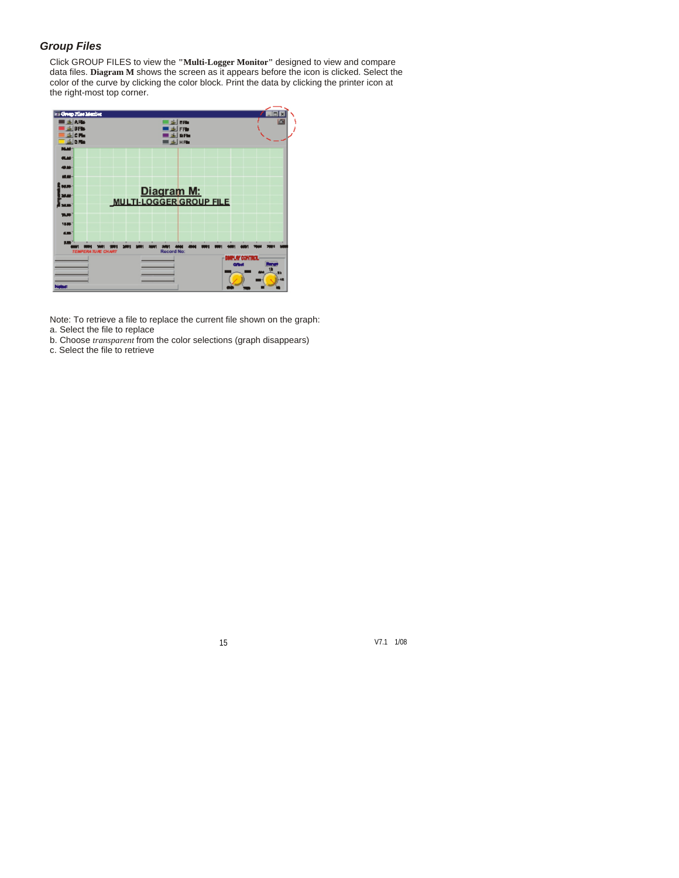## *Group Files*

Click GROUP FILES to view the **"Multi-Logger Monitor"** designed to view and compare data files. **Diagram M** shows the screen as it appears before the icon is clicked. Select the color of the curve by clicking the color block. Print the data by clicking the printer icon at the right-most top corner.

Note: To retrieve a file to replace the current file shown on the graph:

a. Select the file to replace

b. Choose *transparent* from the color selections (graph disappears)

c. Select the file to retrieve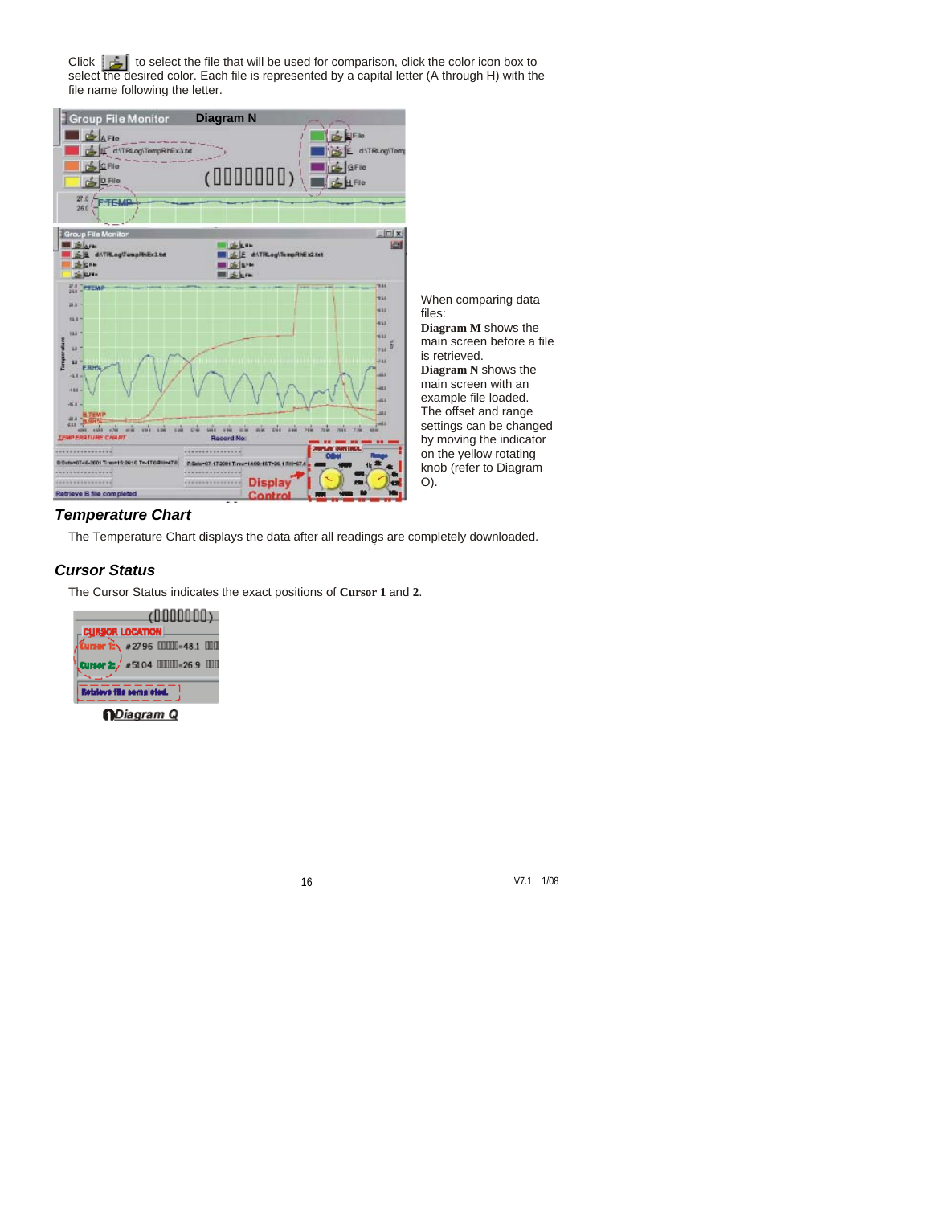Click [icon] to select the file that will be used for comparison, click the color icon box to select the desired color. Each file is represented by a capital letter (A through H) with the file name following the letter.

When comparing data files:
**Diagram M** shows the main screen before a file is retrieved.
**Diagram N** shows the main screen with an example file loaded. The offset and range settings can be changed by moving the indicator on the yellow rotating knob (refer to Diagram O).

### *Temperature Chart*

The Temperature Chart displays the data after all readings are completely downloaded.

### *Cursor Status*

The Cursor Status indicates the exact positions of **Cursor 1** and **2**.

*Diagram Q*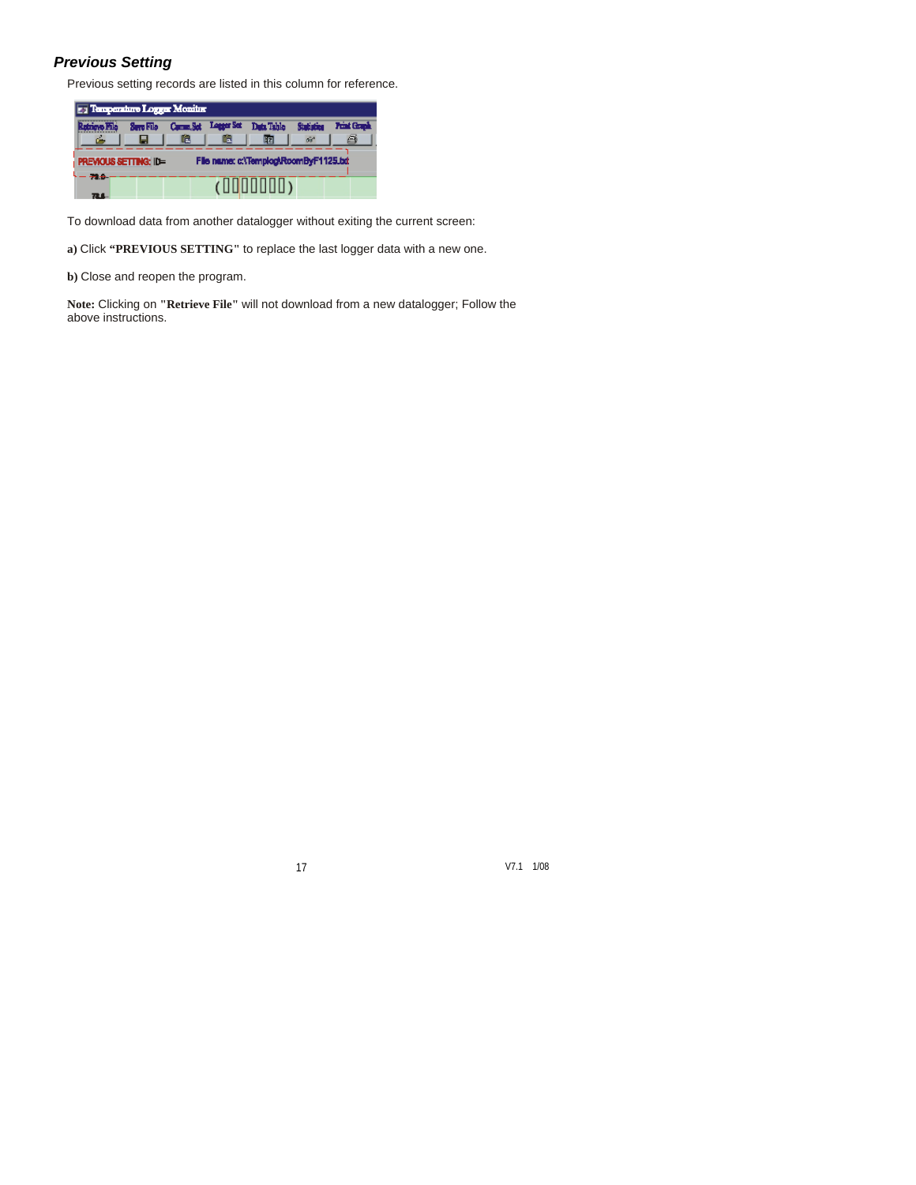### *Previous Setting*

Previous setting records are listed in this column for reference.

To download data from another datalogger without exiting the current screen:

**a)** Click **"PREVIOUS SETTING"** to replace the last logger data with a new one.

**b)** Close and reopen the program.

**Note:** Clicking on **"Retrieve File"** will not download from a new datalogger; Follow the above instructions.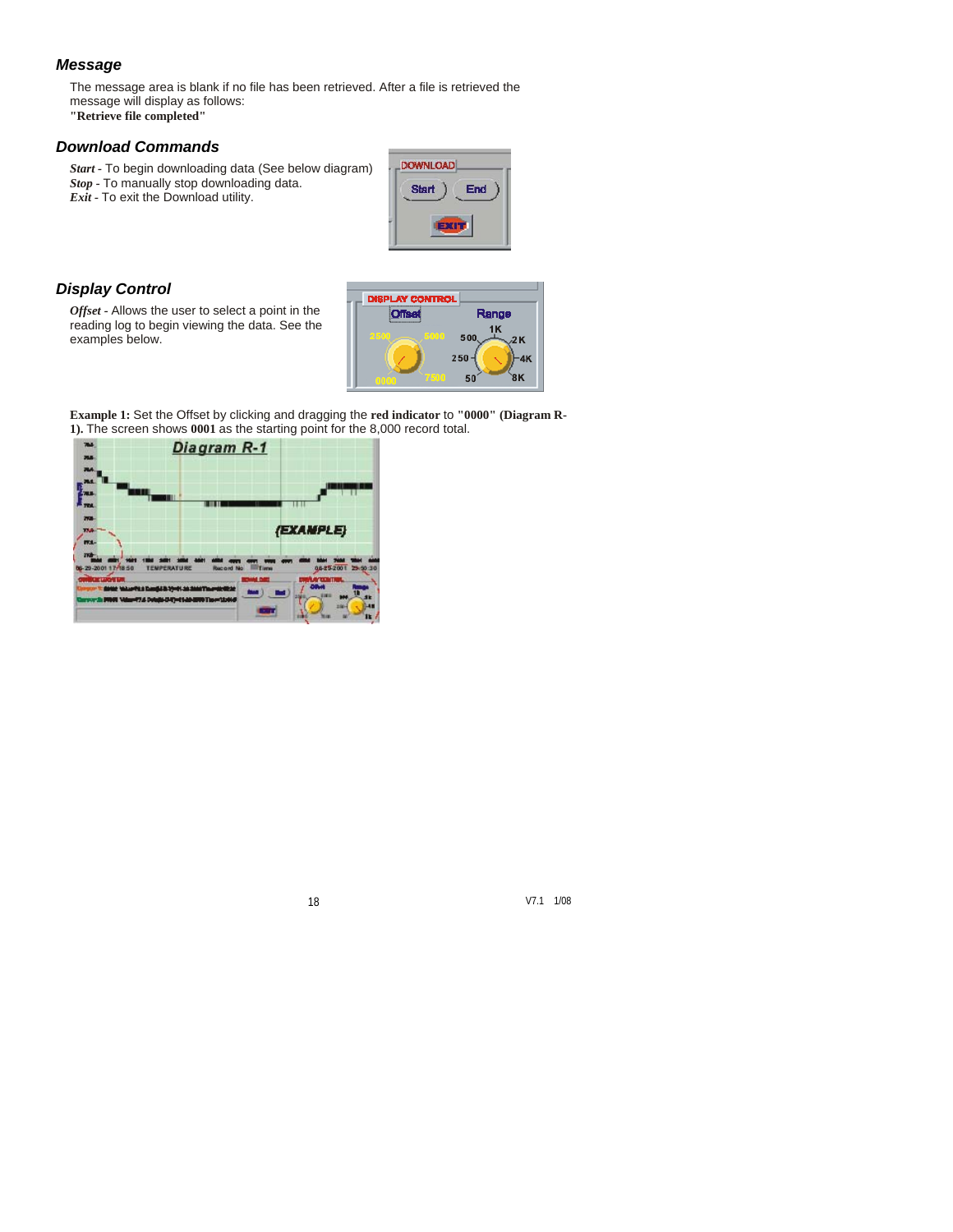### *Message*

The message area is blank if no file has been retrieved. After a file is retrieved the message will display as follows:
**"Retrieve file completed"**

### *Download Commands*

***Start*** - To begin downloading data (See below diagram)
***Stop*** - To manually stop downloading data.
***Exit*** - To exit the Download utility.

### *Display Control*

***Offset*** - Allows the user to select a point in the reading log to begin viewing the data. See the examples below.

**Example 1:** Set the Offset by clicking and dragging the **red indicator** to **"0000" (Diagram R-1).** The screen shows **0001** as the starting point for the 8,000 record total.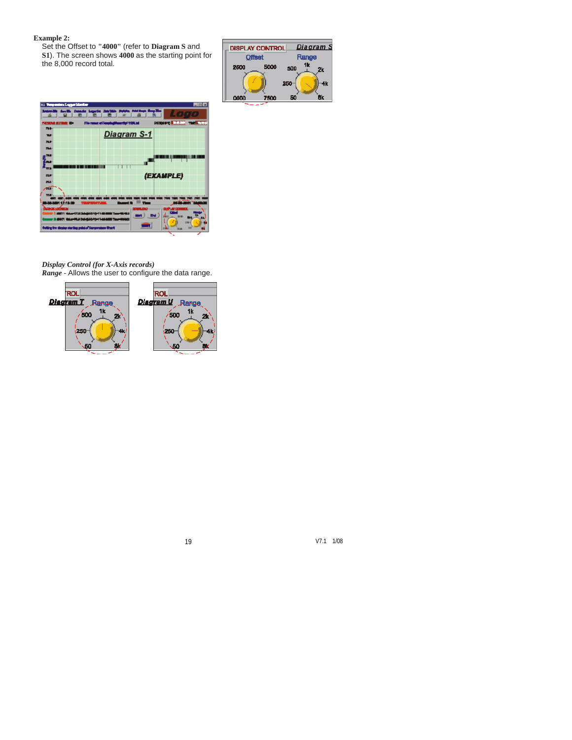**Example 2:**

Set the Offset to **"4000"** (refer to **Diagram S** and **S1**). The screen shows **4000** as the starting point for the 8,000 record total.

***Display Control (for X-Axis records)***

***Range*** - Allows the user to configure the data range.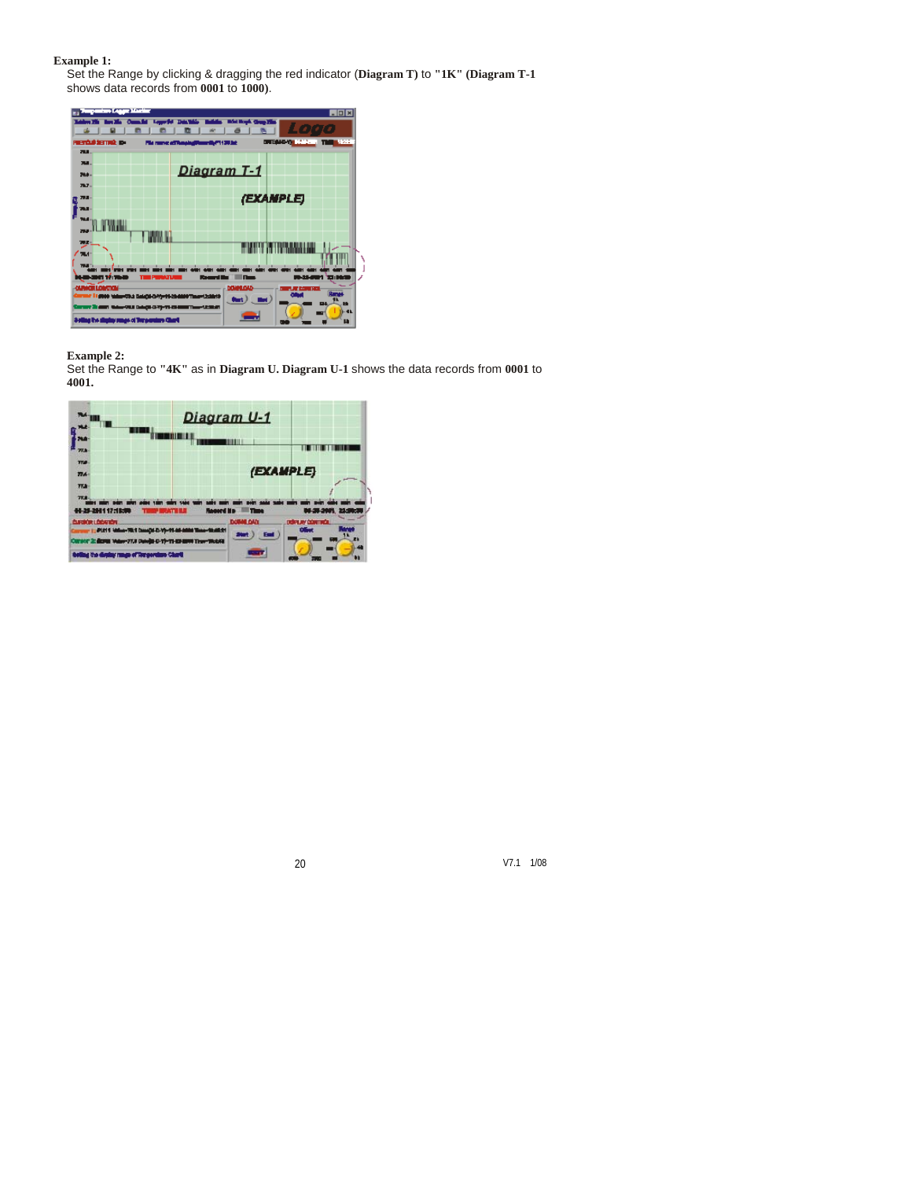**Example 1:**

Set the Range by clicking & dragging the red indicator (**Diagram T**) to **"1K" (Diagram T-1** shows data records from **0001** to **1000)**.

**Example 2:**

Set the Range to **"4K"** as in **Diagram U. Diagram U-1** shows the data records from **0001** to **4001.**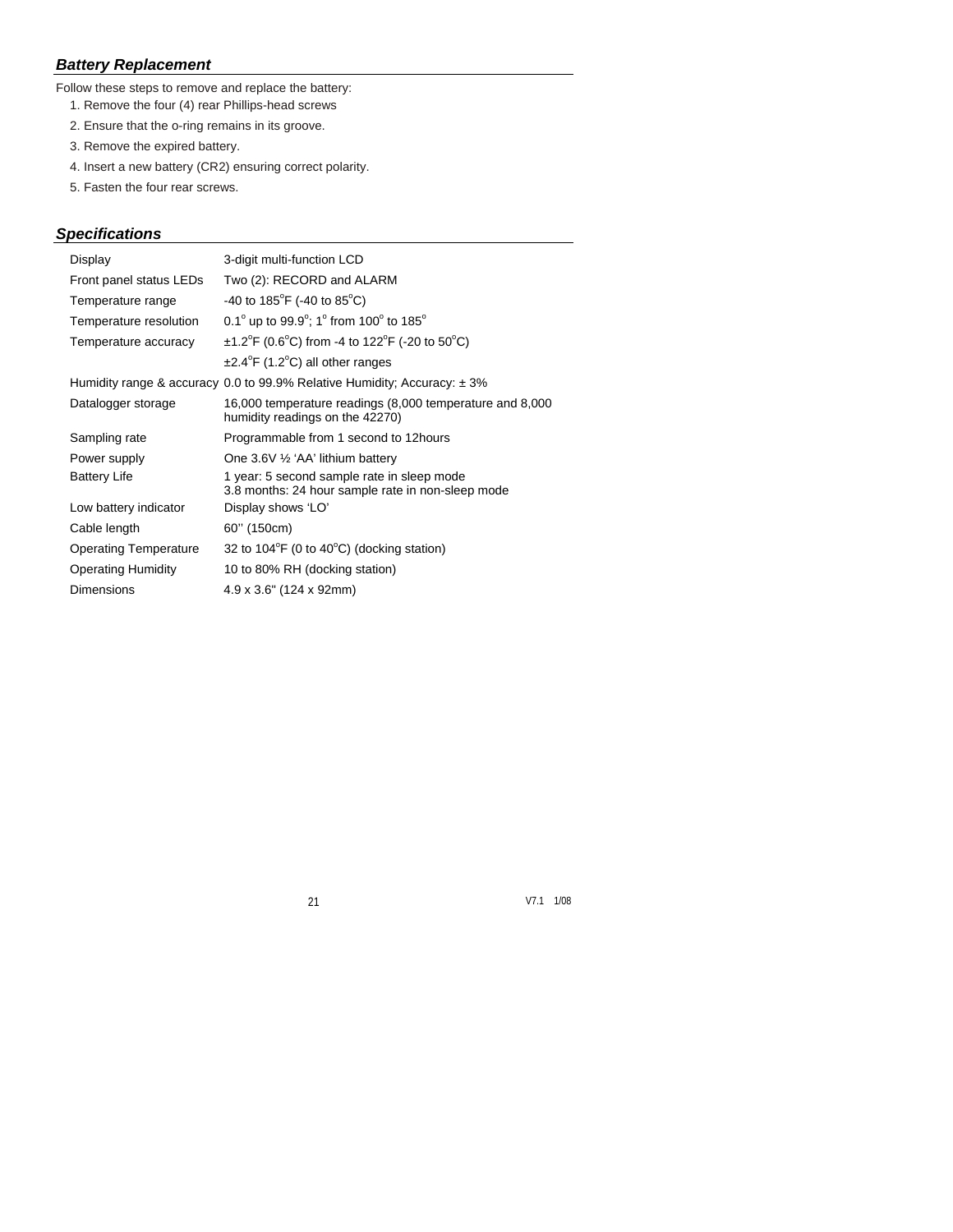### *Battery Replacement*

Follow these steps to remove and replace the battery:

1. Remove the four (4) rear Phillips-head screws
2. Ensure that the o-ring remains in its groove.
3. Remove the expired battery.
4. Insert a new battery (CR2) ensuring correct polarity.
5. Fasten the four rear screws.

### *Specifications*

| | |
|---|---|
| Display | 3-digit multi-function LCD |
| Front panel status LEDs | Two (2): RECORD and ALARM |
| Temperature range | -40 to 185°F (-40 to 85°C) |
| Temperature resolution | 0.1° up to 99.9°; 1° from 100° to 185° |
| Temperature accuracy | ±1.2°F (0.6°C) from -4 to 122°F (-20 to 50°C) |
| | ±2.4°F (1.2°C) all other ranges |
| Humidity range & accuracy | 0.0 to 99.9% Relative Humidity; Accuracy: ± 3% |
| Datalogger storage | 16,000 temperature readings (8,000 temperature and 8,000 humidity readings on the 42270) |
| Sampling rate | Programmable from 1 second to 12hours |
| Power supply | One 3.6V ½ 'AA' lithium battery |
| Battery Life | 1 year: 5 second sample rate in sleep mode<br>3.8 months: 24 hour sample rate in non-sleep mode |
| Low battery indicator | Display shows 'LO' |
| Cable length | 60'' (150cm) |
| Operating Temperature | 32 to 104°F (0 to 40°C) (docking station) |
| Operating Humidity | 10 to 80% RH (docking station) |
| Dimensions | 4.9 x 3.6" (124 x 92mm) |

V7.1 1/08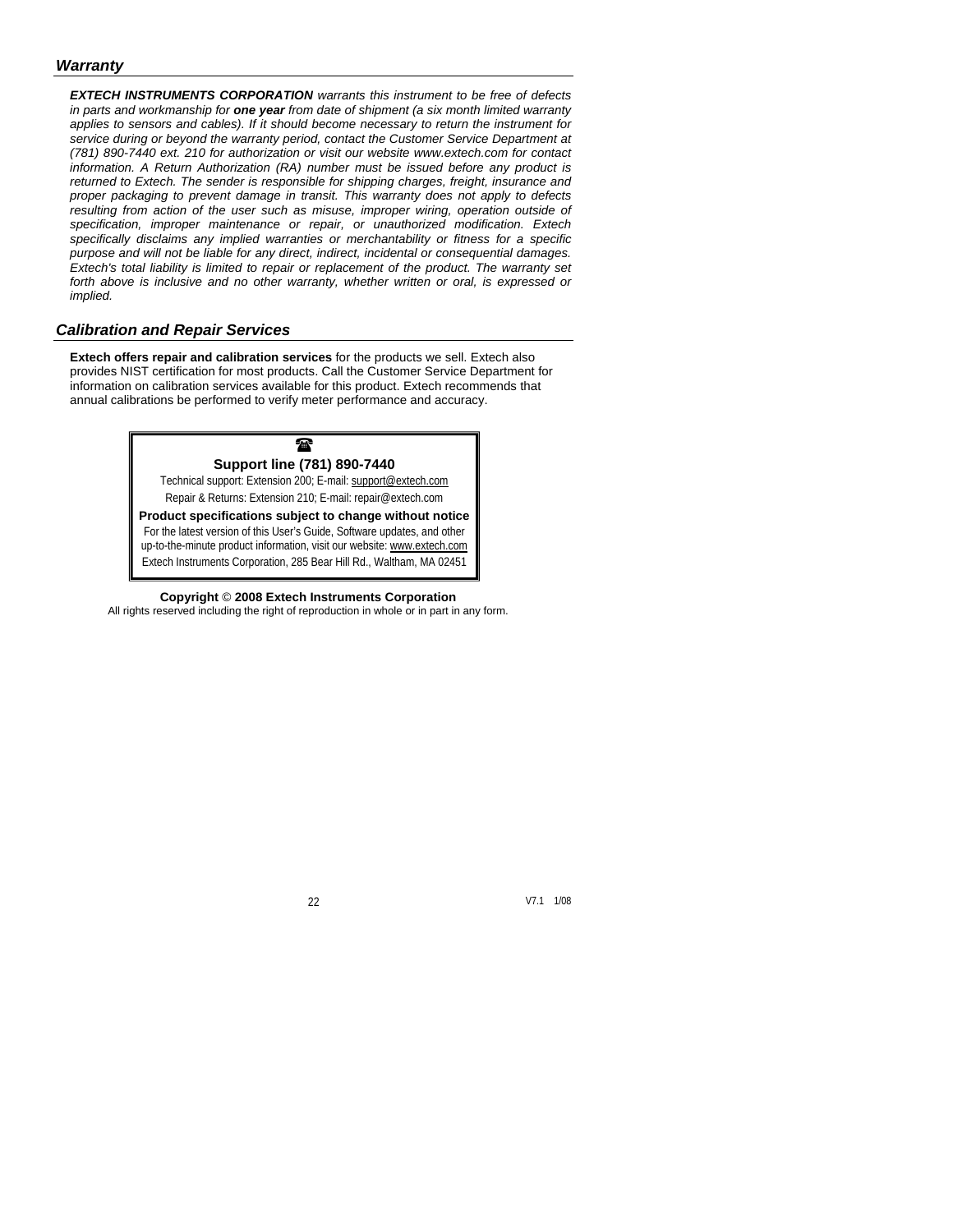## *Warranty*

***EXTECH INSTRUMENTS CORPORATION** warrants this instrument to be free of defects in parts and workmanship for **one year** from date of shipment (a six month limited warranty applies to sensors and cables). If it should become necessary to return the instrument for service during or beyond the warranty period, contact the Customer Service Department at (781) 890-7440 ext. 210 for authorization or visit our website www.extech.com for contact information. A Return Authorization (RA) number must be issued before any product is returned to Extech. The sender is responsible for shipping charges, freight, insurance and proper packaging to prevent damage in transit. This warranty does not apply to defects resulting from action of the user such as misuse, improper wiring, operation outside of specification, improper maintenance or repair, or unauthorized modification. Extech specifically disclaims any implied warranties or merchantability or fitness for a specific purpose and will not be liable for any direct, indirect, incidental or consequential damages. Extech's total liability is limited to repair or replacement of the product. The warranty set forth above is inclusive and no other warranty, whether written or oral, is expressed or implied.*

## *Calibration and Repair Services*

**Extech offers repair and calibration services** for the products we sell. Extech also provides NIST certification for most products. Call the Customer Service Department for information on calibration services available for this product. Extech recommends that annual calibrations be performed to verify meter performance and accuracy.

☎

**Support line (781) 890-7440**

Technical support: Extension 200; E-mail: support@extech.com

Repair & Returns: Extension 210; E-mail: repair@extech.com

**Product specifications subject to change without notice**

For the latest version of this User's Guide, Software updates, and other up-to-the-minute product information, visit our website: www.extech.com

Extech Instruments Corporation, 285 Bear Hill Rd., Waltham, MA 02451

**Copyright © 2008 Extech Instruments Corporation**

All rights reserved including the right of reproduction in whole or in part in any form.

V7.1 1/08